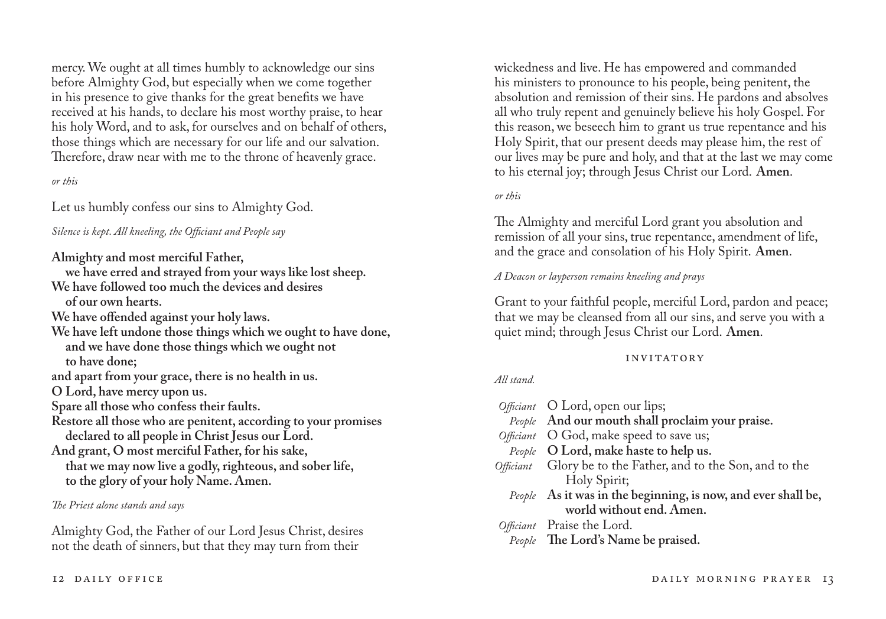mercy. We ought at all times humbly to acknowledge our sins before Almighty God, but especially when we come together in his presence to give thanks for the great benefits we have received at his hands, to declare his most worthy praise, to hear his holy Word, and to ask, for ourselves and on behalf of others, those things which are necessary for our life and our salvation. Therefore, draw near with me to the throne of heavenly grace.

*or this*

Let us humbly confess our sins to Almighty God.

*Silence is kept. All kneeling, the Officiant and People say*

**Almighty and most merciful Father,**
**we have erred and strayed from your ways like lost sheep.**
**We have followed too much the devices and desires**
**of our own hearts.**
**We have offended against your holy laws.**
**We have left undone those things which we ought to have done,**
**and we have done those things which we ought not**
**to have done;**
**and apart from your grace, there is no health in us.**
**O Lord, have mercy upon us.**
**Spare all those who confess their faults.**
**Restore all those who are penitent, according to your promises**
**declared to all people in Christ Jesus our Lord.**
**And grant, O most merciful Father, for his sake,**
**that we may now live a godly, righteous, and sober life,**
**to the glory of your holy Name. Amen.**

*The Priest alone stands and says*

Almighty God, the Father of our Lord Jesus Christ, desires not the death of sinners, but that they may turn from their wickedness and live. He has empowered and commanded his ministers to pronounce to his people, being penitent, the absolution and remission of their sins. He pardons and absolves all who truly repent and genuinely believe his holy Gospel. For this reason, we beseech him to grant us true repentance and his Holy Spirit, that our present deeds may please him, the rest of our lives may be pure and holy, and that at the last we may come to his eternal joy; through Jesus Christ our Lord. **Amen**.

*or this*

The Almighty and merciful Lord grant you absolution and remission of all your sins, true repentance, amendment of life, and the grace and consolation of his Holy Spirit. **Amen**.

*A Deacon or layperson remains kneeling and prays*

Grant to your faithful people, merciful Lord, pardon and peace; that we may be cleansed from all our sins, and serve you with a quiet mind; through Jesus Christ our Lord. **Amen**.

## INVITATORY

*All stand.*

*Officiant* O Lord, open our lips;
*People* **And our mouth shall proclaim your praise.**
*Officiant* O God, make speed to save us;
*People* **O Lord, make haste to help us.**
*Officiant* Glory be to the Father, and to the Son, and to the Holy Spirit;
*People* **As it was in the beginning, is now, and ever shall be, world without end. Amen.**
*Officiant* Praise the Lord.
*People* **The Lord's Name be praised.**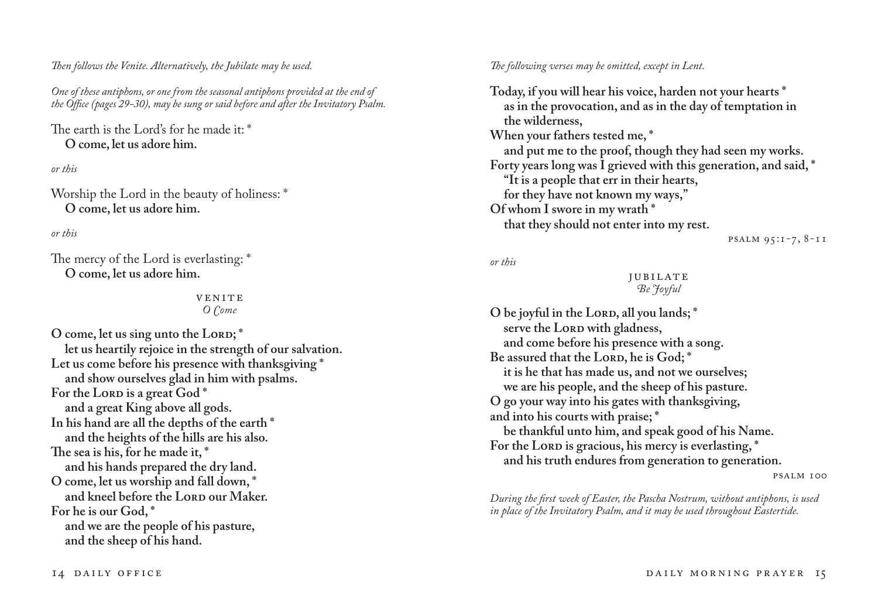*Then follows the Venite. Alternatively, the Jubilate may be used.*

*One of these antiphons, or one from the seasonal antiphons provided at the end of the Office (pages 29–30), may be sung or said before and after the Invitatory Psalm.*

The earth is the Lord's for he made it: *
**O come, let us adore him.**

*or this*

Worship the Lord in the beauty of holiness: *
**O come, let us adore him.**

*or this*

The mercy of the Lord is everlasting: *
**O come, let us adore him.**

## VENITE
*O Come*

**O come, let us sing unto the LORD; \***
**let us heartily rejoice in the strength of our salvation.**
**Let us come before his presence with thanksgiving \***
**and show ourselves glad in him with psalms.**
**For the LORD is a great God \***
**and a great King above all gods.**
**In his hand are all the depths of the earth \***
**and the heights of the hills are his also.**
**The sea is his, for he made it, \***
**and his hands prepared the dry land.**
**O come, let us worship and fall down, \***
**and kneel before the LORD our Maker.**
**For he is our God, \***
**and we are the people of his pasture,**
**and the sheep of his hand.**

*The following verses may be omitted, except in Lent.*

**Today, if you will hear his voice, harden not your hearts \***
**as in the provocation, and as in the day of temptation in the wilderness,**
**When your fathers tested me, \***
**and put me to the proof, though they had seen my works.**
**Forty years long was I grieved with this generation, and said, \***
**"It is a people that err in their hearts,**
**for they have not known my ways,"**
**Of whom I swore in my wrath \***
**that they should not enter into my rest.**

PSALM 95:1-7, 8-11

*or this*

## JUBILATE
*Be Joyful*

**O be joyful in the LORD, all you lands; \***
**serve the LORD with gladness,**
**and come before his presence with a song.**
**Be assured that the LORD, he is God; \***
**it is he that has made us, and not we ourselves;**
**we are his people, and the sheep of his pasture.**
**O go your way into his gates with thanksgiving,**
**and into his courts with praise; \***
**be thankful unto him, and speak good of his Name.**
**For the LORD is gracious, his mercy is everlasting, \***
**and his truth endures from generation to generation.**

PSALM 100

*During the first week of Easter, the Pascha Nostrum, without antiphons, is used in place of the Invitatory Psalm, and it may be used throughout Eastertide.*